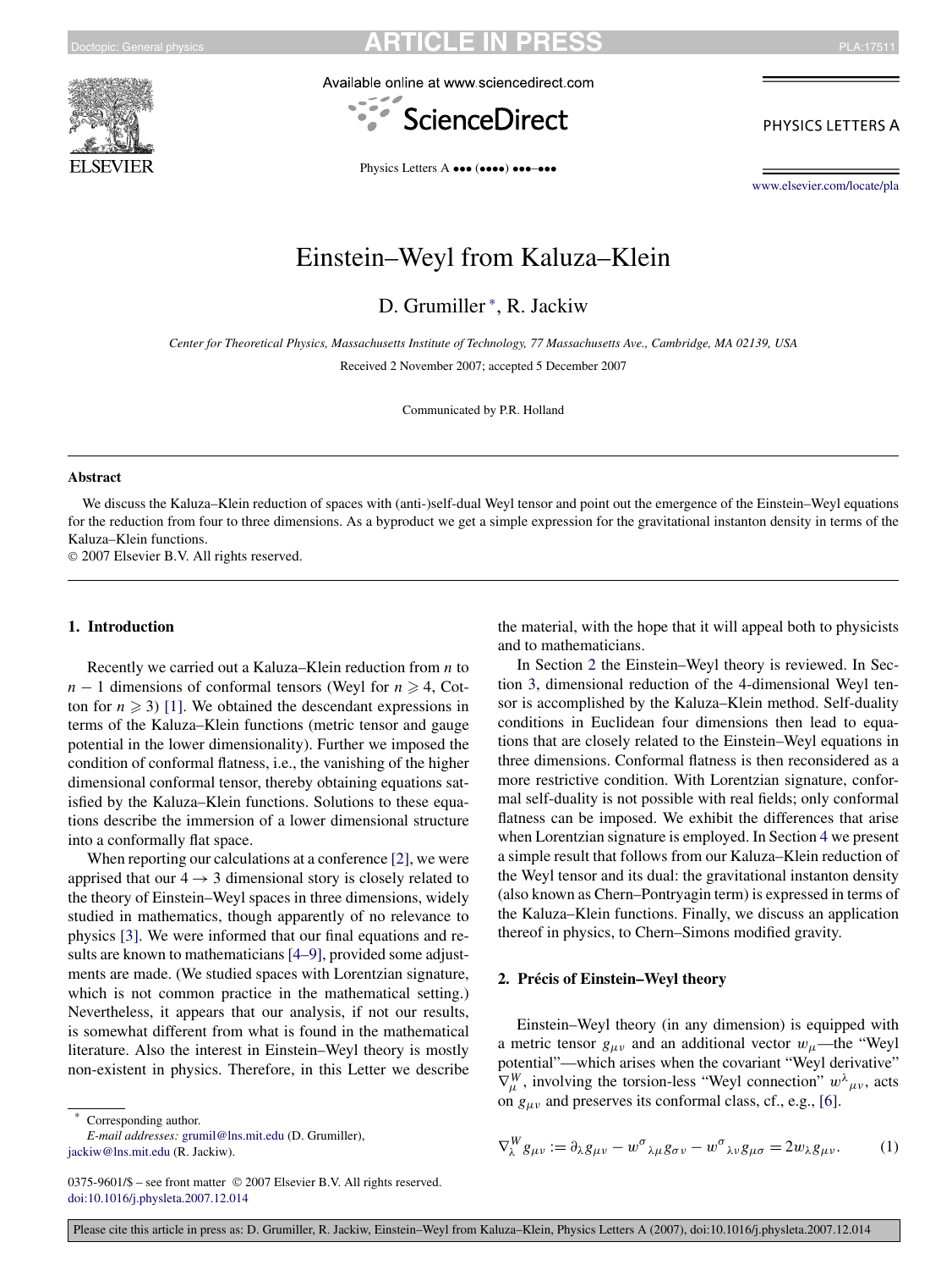# Einstein–Weyl from Kaluza–Klein

D. Grumiller *, R. Jackiw

*Center for Theoretical Physics, Massachusetts Institute of Technology, 77 Massachusetts Ave., Cambridge, MA 02139, USA*

Received 2 November 2007; accepted 5 December 2007

Communicated by P.R. Holland

## Abstract

We discuss the Kaluza–Klein reduction of spaces with (anti-)self-dual Weyl tensor and point out the emergence of the Einstein–Weyl equations for the reduction from four to three dimensions. As a byproduct we get a simple expression for the gravitational instanton density in terms of the Kaluza–Klein functions.

© 2007 Elsevier B.V. All rights reserved.

## 1. Introduction

Recently we carried out a Kaluza–Klein reduction from $n$ to $n-1$ dimensions of conformal tensors (Weyl for $n \geqslant 4$, Cotton for $n \geqslant 3$) [1]. We obtained the descendant expressions in terms of the Kaluza–Klein functions (metric tensor and gauge potential in the lower dimensionality). Further we imposed the condition of conformal flatness, i.e., the vanishing of the higher dimensional conformal tensor, thereby obtaining equations satisfied by the Kaluza–Klein functions. Solutions to these equations describe the immersion of a lower dimensional structure into a conformally flat space.

When reporting our calculations at a conference [2], we were apprised that our $4 \to 3$ dimensional story is closely related to the theory of Einstein–Weyl spaces in three dimensions, widely studied in mathematics, though apparently of no relevance to physics [3]. We were informed that our final equations and results are known to mathematicians [4–9], provided some adjustments are made. (We studied spaces with Lorentzian signature, which is not common practice in the mathematical setting.) Nevertheless, it appears that our analysis, if not our results, is somewhat different from what is found in the mathematical literature. Also the interest in Einstein–Weyl theory is mostly non-existent in physics. Therefore, in this Letter we describe the material, with the hope that it will appeal both to physicists and to mathematicians.

In Section 2 the Einstein–Weyl theory is reviewed. In Section 3, dimensional reduction of the 4-dimensional Weyl tensor is accomplished by the Kaluza–Klein method. Self-duality conditions in Euclidean four dimensions then lead to equations that are closely related to the Einstein–Weyl equations in three dimensions. Conformal flatness is then reconsidered as a more restrictive condition. With Lorentzian signature, conformal self-duality is not possible with real fields; only conformal flatness can be imposed. We exhibit the differences that arise when Lorentzian signature is employed. In Section 4 we present a simple result that follows from our Kaluza–Klein reduction of the Weyl tensor and its dual: the gravitational instanton density (also known as Chern–Pontryagin term) is expressed in terms of the Kaluza–Klein functions. Finally, we discuss an application thereof in physics, to Chern–Simons modified gravity.

## 2. Précis of Einstein–Weyl theory

Einstein–Weyl theory (in any dimension) is equipped with a metric tensor $g_{\mu\nu}$ and an additional vector $w_\mu$—the "Weyl potential"—which arises when the covariant "Weyl derivative" $\nabla^W_\mu$, involving the torsion-less "Weyl connection" $w^\lambda{}_{\mu\nu}$, acts on $g_{\mu\nu}$ and preserves its conformal class, cf., e.g., [6].

$$\nabla^W_\lambda g_{\mu\nu} := \partial_\lambda g_{\mu\nu} - w^\sigma{}_{\lambda\mu} g_{\sigma\nu} - w^\sigma{}_{\lambda\nu} g_{\mu\sigma} = 2 w_\lambda g_{\mu\nu}. \tag{1}$$

---

* Corresponding author.
*E-mail addresses:* grumil@lns.mit.edu (D. Grumiller), jackiw@lns.mit.edu (R. Jackiw).

0375-9601/$ – see front matter © 2007 Elsevier B.V. All rights reserved.
doi:10.1016/j.physleta.2007.12.014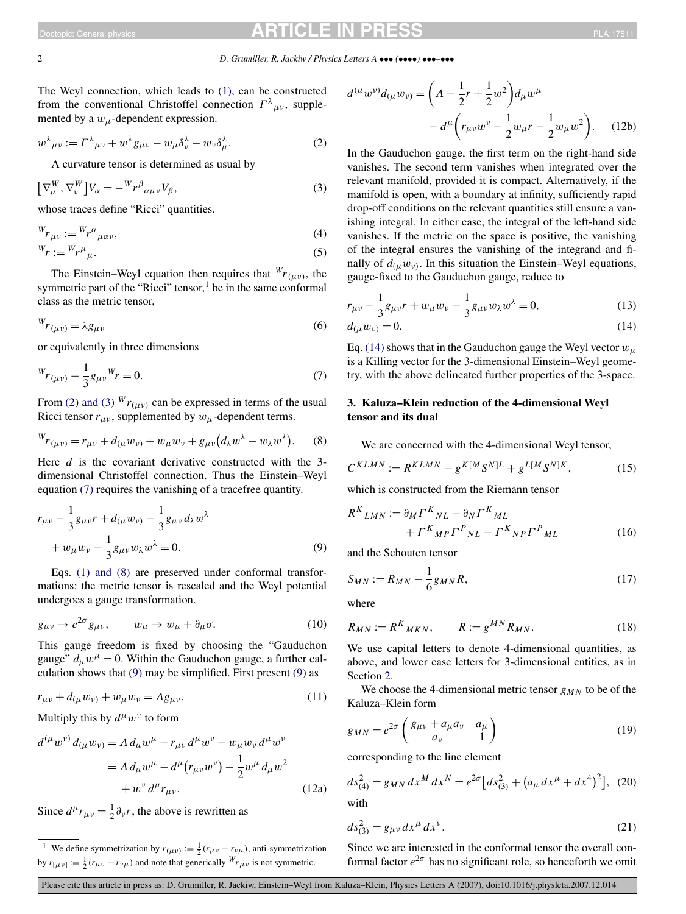The Weyl connection, which leads to (1), can be constructed from the conventional Christoffel connection $\Gamma^{\lambda}{}_{\mu\nu}$, supplemented by a $w_\mu$-dependent expression.

$$w^{\lambda}{}_{\mu\nu} := \Gamma^{\lambda}{}_{\mu\nu} + w^{\lambda} g_{\mu\nu} - w_\mu \delta^{\lambda}_{\nu} - w_\nu \delta^{\lambda}_{\mu}. \tag{2}$$

A curvature tensor is determined as usual by

$$\left[\nabla^W_\mu, \nabla^W_\nu\right] V_\alpha = -{}^W r^{\beta}{}_{\alpha\mu\nu} V_\beta, \tag{3}$$

whose traces define "Ricci" quantities.

$${}^W r_{\mu\nu} := {}^W r^{\alpha}{}_{\mu\alpha\nu}, \tag{4}$$

$${}^W r := {}^W r^{\mu}{}_{\mu}. \tag{5}$$

The Einstein–Weyl equation then requires that ${}^W r_{(\mu\nu)}$, the symmetric part of the "Ricci" tensor,[1] be in the same conformal class as the metric tensor,

$${}^W r_{(\mu\nu)} = \lambda g_{\mu\nu} \tag{6}$$

or equivalently in three dimensions

$${}^W r_{(\mu\nu)} - \frac{1}{3} g_{\mu\nu} {}^W r = 0. \tag{7}$$

From (2) and (3) ${}^W r_{(\mu\nu)}$ can be expressed in terms of the usual Ricci tensor $r_{\mu\nu}$, supplemented by $w_\mu$-dependent terms.

$${}^W r_{(\mu\nu)} = r_{\mu\nu} + d_{(\mu} w_{\nu)} + w_\mu w_\nu + g_{\mu\nu}\left(d_\lambda w^\lambda - w_\lambda w^\lambda\right). \tag{8}$$

Here $d$ is the covariant derivative constructed with the 3-dimensional Christoffel connection. Thus the Einstein–Weyl equation (7) requires the vanishing of a tracefree quantity.

$$r_{\mu\nu} - \frac{1}{3} g_{\mu\nu} r + d_{(\mu} w_{\nu)} - \frac{1}{3} g_{\mu\nu}\, d_\lambda w^\lambda + w_\mu w_\nu - \frac{1}{3} g_{\mu\nu} w_\lambda w^\lambda = 0. \tag{9}$$

Eqs. (1) and (8) are preserved under conformal transformations: the metric tensor is rescaled and the Weyl potential undergoes a gauge transformation.

$$g_{\mu\nu} \to e^{2\sigma} g_{\mu\nu}, \qquad w_\mu \to w_\mu + \partial_\mu \sigma. \tag{10}$$

This gauge freedom is fixed by choosing the "Gauduchon gauge" $d_\mu w^\mu = 0$. Within the Gauduchon gauge, a further calculation shows that (9) may be simplified. First present (9) as

$$r_{\mu\nu} + d_{(\mu} w_{\nu)} + w_\mu w_\nu = \Lambda g_{\mu\nu}. \tag{11}$$

Multiply this by $d^\mu w^\nu$ to form

$$\begin{aligned} d^{(\mu} w^{\nu)}\, d_{(\mu} w_{\nu)} &= \Lambda\, d_\mu w^\mu - r_{\mu\nu}\, d^\mu w^\nu - w_\mu w_\nu\, d^\mu w^\nu \\ &= \Lambda\, d_\mu w^\mu - d^\mu\left(r_{\mu\nu} w^\nu\right) - \frac{1}{2} w^\mu\, d_\mu w^2 \\ &\quad + w^\nu\, d^\mu r_{\mu\nu}. \end{aligned} \tag{12a}$$

Since $d^\mu r_{\mu\nu} = \frac{1}{2}\partial_\nu r$, the above is rewritten as

$$d^{(\mu} w^{\nu)} d_{(\mu} w_{\nu)} = \left(\Lambda - \frac{1}{2} r + \frac{1}{2} w^2\right) d_\mu w^\mu - d^\mu\left(r_{\mu\nu} w^\nu - \frac{1}{2} w_\mu r - \frac{1}{2} w_\mu w^2\right). \tag{12b}$$

In the Gauduchon gauge, the first term on the right-hand side vanishes. The second term vanishes when integrated over the relevant manifold, provided it is compact. Alternatively, if the manifold is open, with a boundary at infinity, sufficiently rapid drop-off conditions on the relevant quantities still ensure a vanishing integral. In either case, the integral of the left-hand side vanishes. If the metric on the space is positive, the vanishing of the integral ensures the vanishing of the integrand and finally of $d_{(\mu} w_{\nu)}$. In this situation the Einstein–Weyl equations, gauge-fixed to the Gauduchon gauge, reduce to

$$r_{\mu\nu} - \frac{1}{3} g_{\mu\nu} r + w_\mu w_\nu - \frac{1}{3} g_{\mu\nu} w_\lambda w^\lambda = 0, \tag{13}$$

$$d_{(\mu} w_{\nu)} = 0. \tag{14}$$

Eq. (14) shows that in the Gauduchon gauge the Weyl vector $w_\mu$ is a Killing vector for the 3-dimensional Einstein–Weyl geometry, with the above delineated further properties of the 3-space.

## 3. Kaluza–Klein reduction of the 4-dimensional Weyl tensor and its dual

We are concerned with the 4-dimensional Weyl tensor,

$$C^{KLMN} := R^{KLMN} - g^{K[M} S^{N]L} + g^{L[M} S^{N]K}, \tag{15}$$

which is constructed from the Riemann tensor

$$R^K{}_{LMN} := \partial_M \Gamma^K{}_{NL} - \partial_N \Gamma^K{}_{ML} + \Gamma^K{}_{MP} \Gamma^P{}_{NL} - \Gamma^K{}_{NP} \Gamma^P{}_{ML} \tag{16}$$

and the Schouten tensor

$$S_{MN} := R_{MN} - \frac{1}{6} g_{MN} R, \tag{17}$$

where

$$R_{MN} := R^K{}_{MKN}, \qquad R := g^{MN} R_{MN}. \tag{18}$$

We use capital letters to denote 4-dimensional quantities, as above, and lower case letters for 3-dimensional entities, as in Section 2.

We choose the 4-dimensional metric tensor $g_{MN}$ to be of the Kaluza–Klein form

$$g_{MN} = e^{2\sigma} \begin{pmatrix} g_{\mu\nu} + a_\mu a_\nu & a_\mu \\ a_\nu & 1 \end{pmatrix} \tag{19}$$

corresponding to the line element

$$ds^2_{(4)} = g_{MN}\, dx^M\, dx^N = e^{2\sigma}\left[ds^2_{(3)} + \left(a_\mu\, dx^\mu + dx^4\right)^2\right], \tag{20}$$

with

$$ds^2_{(3)} = g_{\mu\nu}\, dx^\mu\, dx^\nu. \tag{21}$$

Since we are interested in the conformal tensor the overall conformal factor $e^{2\sigma}$ has no significant role, so henceforth we omit

---

[1] We define symmetrization by $r_{(\mu\nu)} := \frac{1}{2}(r_{\mu\nu} + r_{\nu\mu})$, anti-symmetrization by $r_{[\mu\nu]} := \frac{1}{2}(r_{\mu\nu} - r_{\nu\mu})$ and note that generically ${}^W r_{\mu\nu}$ is not symmetric.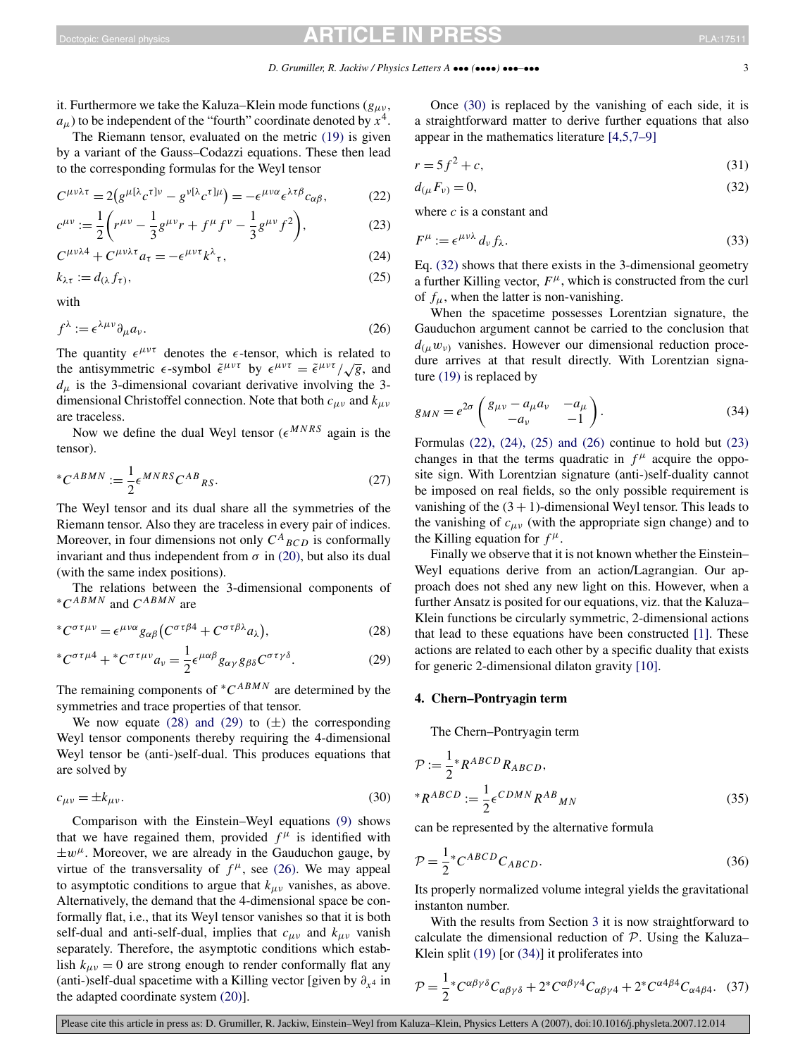it. Furthermore we take the Kaluza–Klein mode functions ($g_{\mu\nu}$, $a_\mu$) to be independent of the "fourth" coordinate denoted by $x^4$.

The Riemann tensor, evaluated on the metric (19) is given by a variant of the Gauss–Codazzi equations. These then lead to the corresponding formulas for the Weyl tensor

$$C^{\mu\nu\lambda\tau} = 2\left(g^{\mu[\lambda}c^{\tau]\nu} - g^{\nu[\lambda}c^{\tau]\mu}\right) = -\epsilon^{\mu\nu\alpha}\epsilon^{\lambda\tau\beta}c_{\alpha\beta}, \tag{22}$$

$$c^{\mu\nu} := \frac{1}{2}\left(r^{\mu\nu} - \frac{1}{3}g^{\mu\nu}r + f^\mu f^\nu - \frac{1}{3}g^{\mu\nu}f^2\right), \tag{23}$$

$$C^{\mu\nu\lambda 4} + C^{\mu\nu\lambda\tau}a_\tau = -\epsilon^{\mu\nu\tau}k^\lambda{}_\tau, \tag{24}$$

$$k_{\lambda\tau} := d_{(\lambda}f_{\tau)}, \tag{25}$$

with

$$f^\lambda := \epsilon^{\lambda\mu\nu}\partial_\mu a_\nu. \tag{26}$$

The quantity $\epsilon^{\mu\nu\tau}$ denotes the $\epsilon$-tensor, which is related to the antisymmetric $\epsilon$-symbol $\tilde{\epsilon}^{\mu\nu\tau}$ by $\epsilon^{\mu\nu\tau} = \tilde{\epsilon}^{\mu\nu\tau}/\sqrt{g}$, and $d_\mu$ is the 3-dimensional covariant derivative involving the 3-dimensional Christoffel connection. Note that both $c_{\mu\nu}$ and $k_{\mu\nu}$ are traceless.

Now we define the dual Weyl tensor ($\epsilon^{MNRS}$ again is the tensor).

$${}^*C^{ABMN} := \frac{1}{2}\epsilon^{MNRS}C^{AB}{}_{RS}. \tag{27}$$

The Weyl tensor and its dual share all the symmetries of the Riemann tensor. Also they are traceless in every pair of indices. Moreover, in four dimensions not only $C^A{}_{BCD}$ is conformally invariant and thus independent from $\sigma$ in (20), but also its dual (with the same index positions).

The relations between the 3-dimensional components of ${}^*C^{ABMN}$ and $C^{ABMN}$ are

$${}^*C^{\sigma\tau\mu\nu} = \epsilon^{\mu\nu\alpha}g_{\alpha\beta}\left(C^{\sigma\tau\beta 4} + C^{\sigma\tau\beta\lambda}a_\lambda\right), \tag{28}$$

$${}^*C^{\sigma\tau\mu 4} + {}^*C^{\sigma\tau\mu\nu}a_\nu = \frac{1}{2}\epsilon^{\mu\alpha\beta}g_{\alpha\gamma}g_{\beta\delta}C^{\sigma\tau\gamma\delta}. \tag{29}$$

The remaining components of ${}^*C^{ABMN}$ are determined by the symmetries and trace properties of that tensor.

We now equate (28) and (29) to ($\pm$) the corresponding Weyl tensor components thereby requiring the 4-dimensional Weyl tensor be (anti-)self-dual. This produces equations that are solved by

$$c_{\mu\nu} = \pm k_{\mu\nu}. \tag{30}$$

Comparison with the Einstein–Weyl equations (9) shows that we have regained them, provided $f^\mu$ is identified with $\pm w^\mu$. Moreover, we are already in the Gauduchon gauge, by virtue of the transversality of $f^\mu$, see (26). We may appeal to asymptotic conditions to argue that $k_{\mu\nu}$ vanishes, as above. Alternatively, the demand that the 4-dimensional space be conformally flat, i.e., that its Weyl tensor vanishes so that it is both self-dual and anti-self-dual, implies that $c_{\mu\nu}$ and $k_{\mu\nu}$ vanish separately. Therefore, the asymptotic conditions which establish $k_{\mu\nu} = 0$ are strong enough to render conformally flat any (anti-)self-dual spacetime with a Killing vector [given by $\partial_{x^4}$ in the adapted coordinate system (20)].

Once (30) is replaced by the vanishing of each side, it is a straightforward matter to derive further equations that also appear in the mathematics literature [4,5,7–9]

$$r = 5f^2 + c, \tag{31}$$

$$d_{(\mu}F_{\nu)} = 0, \tag{32}$$

where $c$ is a constant and

$$F^\mu := \epsilon^{\mu\nu\lambda}d_\nu f_\lambda. \tag{33}$$

Eq. (32) shows that there exists in the 3-dimensional geometry a further Killing vector, $F^\mu$, which is constructed from the curl of $f_\mu$, when the latter is non-vanishing.

When the spacetime possesses Lorentzian signature, the Gauduchon argument cannot be carried to the conclusion that $d_{(\mu}w_{\nu)}$ vanishes. However our dimensional reduction procedure arrives at that result directly. With Lorentzian signature (19) is replaced by

$$g_{MN} = e^{2\sigma}\begin{pmatrix} g_{\mu\nu} - a_\mu a_\nu & -a_\mu \\ -a_\nu & -1 \end{pmatrix}. \tag{34}$$

Formulas (22), (24), (25) and (26) continue to hold but (23) changes in that the terms quadratic in $f^\mu$ acquire the opposite sign. With Lorentzian signature (anti-)self-duality cannot be imposed on real fields, so the only possible requirement is vanishing of the $(3+1)$-dimensional Weyl tensor. This leads to the vanishing of $c_{\mu\nu}$ (with the appropriate sign change) and to the Killing equation for $f^\mu$.

Finally we observe that it is not known whether the Einstein–Weyl equations derive from an action/Lagrangian. Our approach does not shed any new light on this. However, when a further Ansatz is posited for our equations, viz. that the Kaluza–Klein functions be circularly symmetric, 2-dimensional actions that lead to these equations have been constructed [1]. These actions are related to each other by a specific duality that exists for generic 2-dimensional dilaton gravity [10].

## 4. Chern–Pontryagin term

The Chern–Pontryagin term

$$\mathcal{P} := \frac{1}{2}{}^*R^{ABCD}R_{ABCD},$$
$${}^*R^{ABCD} := \frac{1}{2}\epsilon^{CDMN}R^{AB}{}_{MN} \tag{35}$$

can be represented by the alternative formula

$$\mathcal{P} = \frac{1}{2}{}^*C^{ABCD}C_{ABCD}. \tag{36}$$

Its properly normalized volume integral yields the gravitational instanton number.

With the results from Section 3 it is now straightforward to calculate the dimensional reduction of $\mathcal{P}$. Using the Kaluza–Klein split (19) [or (34)] it proliferates into

$$\mathcal{P} = \frac{1}{2}{}^*C^{\alpha\beta\gamma\delta}C_{\alpha\beta\gamma\delta} + 2{}^*C^{\alpha\beta\gamma 4}C_{\alpha\beta\gamma 4} + 2{}^*C^{\alpha 4\beta 4}C_{\alpha 4\beta 4}. \tag{37}$$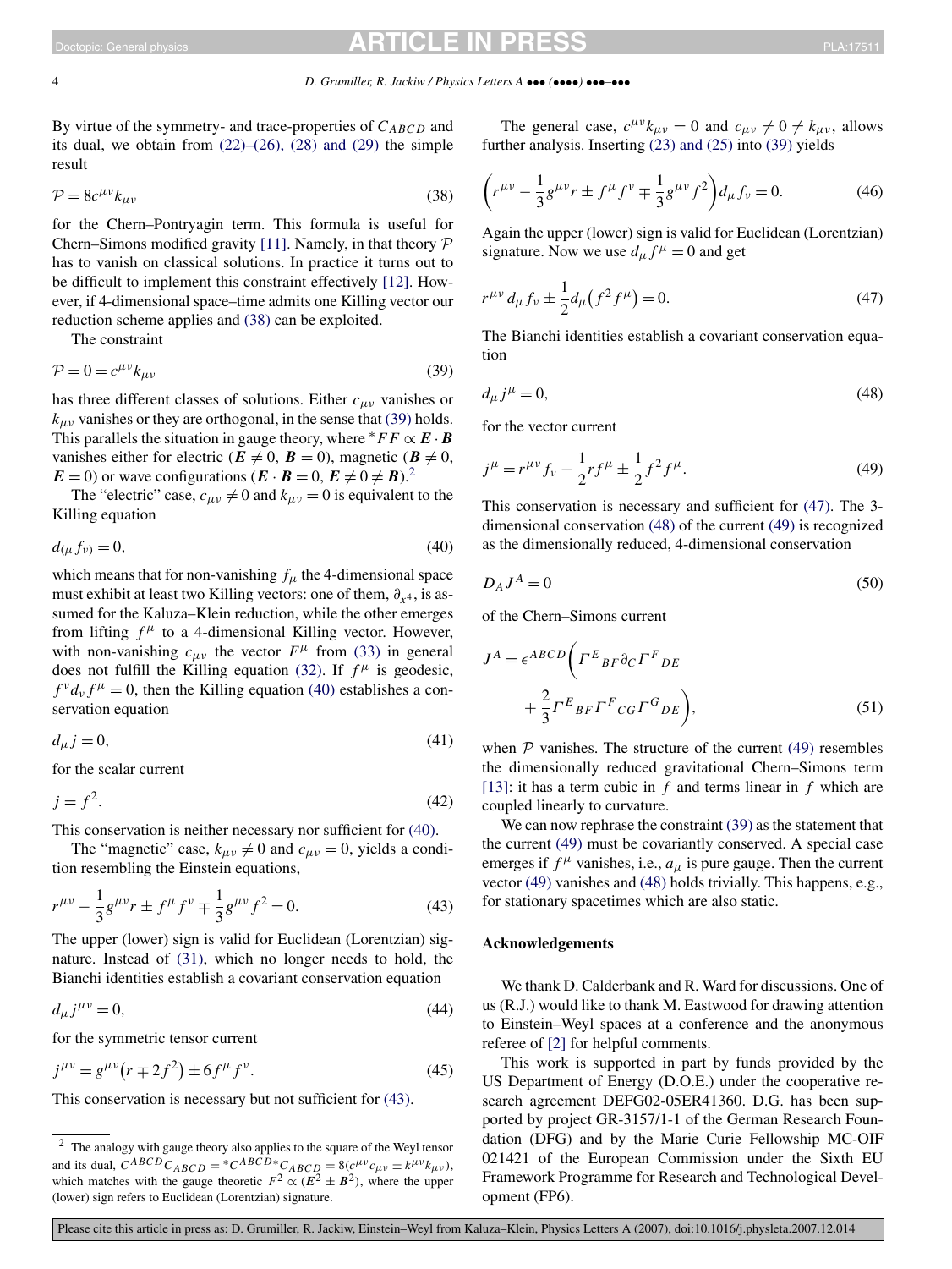By virtue of the symmetry- and trace-properties of $C_{ABCD}$ and its dual, we obtain from (22)–(26), (28) and (29) the simple result

$$\mathcal{P} = 8c^{\mu\nu}k_{\mu\nu} \tag{38}$$

for the Chern–Pontryagin term. This formula is useful for Chern–Simons modified gravity [11]. Namely, in that theory $\mathcal{P}$ has to vanish on classical solutions. In practice it turns out to be difficult to implement this constraint effectively [12]. However, if 4-dimensional space–time admits one Killing vector our reduction scheme applies and (38) can be exploited.

The constraint

$$\mathcal{P} = 0 = c^{\mu\nu}k_{\mu\nu} \tag{39}$$

has three different classes of solutions. Either $c_{\mu\nu}$ vanishes or $k_{\mu\nu}$ vanishes or they are orthogonal, in the sense that (39) holds. This parallels the situation in gauge theory, where ${}^*FF \propto \boldsymbol{E}\cdot\boldsymbol{B}$ vanishes either for electric ($\boldsymbol{E}\neq 0$, $\boldsymbol{B}=0$), magnetic ($\boldsymbol{B}\neq 0$, $\boldsymbol{E}=0$) or wave configurations ($\boldsymbol{E}\cdot\boldsymbol{B}=0$, $\boldsymbol{E}\neq 0\neq\boldsymbol{B}$).[2]

The "electric" case, $c_{\mu\nu}\neq 0$ and $k_{\mu\nu}=0$ is equivalent to the Killing equation

$$d_{(\mu}f_{\nu)} = 0, \tag{40}$$

which means that for non-vanishing $f_\mu$ the 4-dimensional space must exhibit at least two Killing vectors: one of them, $\partial_{x^4}$, is assumed for the Kaluza–Klein reduction, while the other emerges from lifting $f^\mu$ to a 4-dimensional Killing vector. However, with non-vanishing $c_{\mu\nu}$ the vector $F^\mu$ from (33) in general does not fulfill the Killing equation (32). If $f^\mu$ is geodesic, $f^\nu d_\nu f^\mu = 0$, then the Killing equation (40) establishes a conservation equation

$$d_\mu j = 0, \tag{41}$$

for the scalar current

$$j = f^2. \tag{42}$$

This conservation is neither necessary nor sufficient for (40).

The "magnetic" case, $k_{\mu\nu}\neq 0$ and $c_{\mu\nu}=0$, yields a condition resembling the Einstein equations,

$$r^{\mu\nu} - \frac{1}{3}g^{\mu\nu}r \pm f^\mu f^\nu \mp \frac{1}{3}g^{\mu\nu}f^2 = 0. \tag{43}$$

The upper (lower) sign is valid for Euclidean (Lorentzian) signature. Instead of (31), which no longer needs to hold, the Bianchi identities establish a covariant conservation equation

$$d_\mu j^{\mu\nu} = 0, \tag{44}$$

for the symmetric tensor current

$$j^{\mu\nu} = g^{\mu\nu}\big(r \mp 2f^2\big) \pm 6f^\mu f^\nu. \tag{45}$$

This conservation is necessary but not sufficient for (43).

The general case, $c^{\mu\nu}k_{\mu\nu}=0$ and $c_{\mu\nu}\neq 0\neq k_{\mu\nu}$, allows further analysis. Inserting (23) and (25) into (39) yields

$$\left(r^{\mu\nu} - \frac{1}{3}g^{\mu\nu}r \pm f^\mu f^\nu \mp \frac{1}{3}g^{\mu\nu}f^2\right)d_\mu f_\nu = 0. \tag{46}$$

Again the upper (lower) sign is valid for Euclidean (Lorentzian) signature. Now we use $d_\mu f^\mu = 0$ and get

$$r^{\mu\nu}d_\mu f_\nu \pm \frac{1}{2}d_\mu\big(f^2 f^\mu\big) = 0. \tag{47}$$

The Bianchi identities establish a covariant conservation equation

$$d_\mu j^\mu = 0, \tag{48}$$

for the vector current

$$j^\mu = r^{\mu\nu}f_\nu - \frac{1}{2}rf^\mu \pm \frac{1}{2}f^2 f^\mu. \tag{49}$$

This conservation is necessary and sufficient for (47). The 3-dimensional conservation (48) of the current (49) is recognized as the dimensionally reduced, 4-dimensional conservation

$$D_A J^A = 0 \tag{50}$$

of the Chern–Simons current

$$J^A = \epsilon^{ABCD}\left(\Gamma^E{}_{BF}\partial_C\Gamma^F{}_{DE} + \frac{2}{3}\Gamma^E{}_{BF}\Gamma^F{}_{CG}\Gamma^G{}_{DE}\right), \tag{51}$$

when $\mathcal{P}$ vanishes. The structure of the current (49) resembles the dimensionally reduced gravitational Chern–Simons term [13]: it has a term cubic in $f$ and terms linear in $f$ which are coupled linearly to curvature.

We can now rephrase the constraint (39) as the statement that the current (49) must be covariantly conserved. A special case emerges if $f^\mu$ vanishes, i.e., $a_\mu$ is pure gauge. Then the current vector (49) vanishes and (48) holds trivially. This happens, e.g., for stationary spacetimes which are also static.

## Acknowledgements

We thank D. Calderbank and R. Ward for discussions. One of us (R.J.) would like to thank M. Eastwood for drawing attention to Einstein–Weyl spaces at a conference and the anonymous referee of [2] for helpful comments.

This work is supported in part by funds provided by the US Department of Energy (D.O.E.) under the cooperative research agreement DEFG02-05ER41360. D.G. has been supported by project GR-3157/1-1 of the German Research Foundation (DFG) and by the Marie Curie Fellowship MC-OIF 021421 of the European Commission under the Sixth EU Framework Programme for Research and Technological Development (FP6).

---

[2] The analogy with gauge theory also applies to the square of the Weyl tensor and its dual, $C^{ABCD}C_{ABCD} = {}^*C^{ABCD}{}^*C_{ABCD} = 8(c^{\mu\nu}c_{\mu\nu} \pm k^{\mu\nu}k_{\mu\nu})$, which matches with the gauge theoretic $F^2 \propto (\boldsymbol{E}^2 \pm \boldsymbol{B}^2)$, where the upper (lower) sign refers to Euclidean (Lorentzian) signature.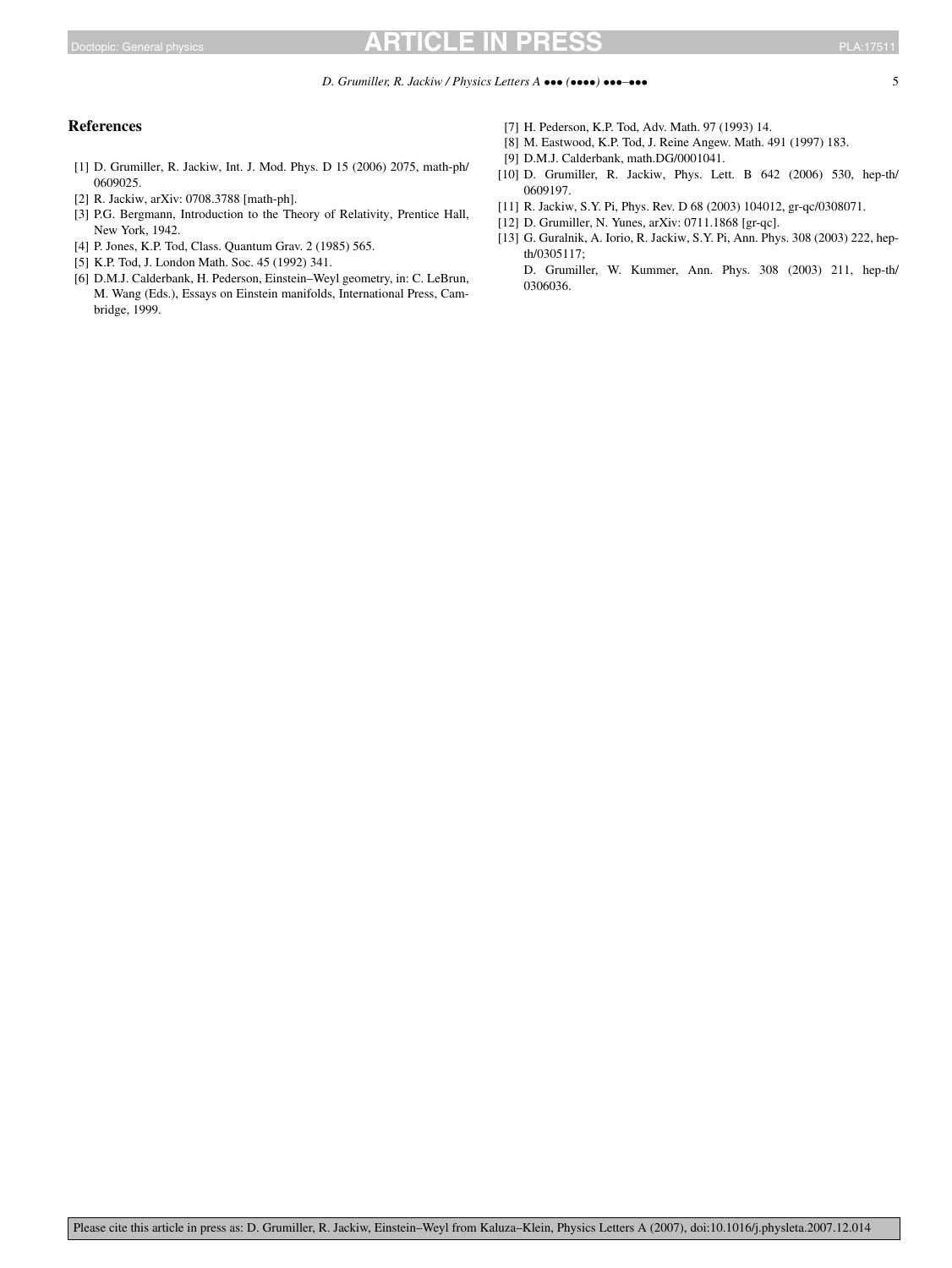## References

[1] D. Grumiller, R. Jackiw, Int. J. Mod. Phys. D 15 (2006) 2075, math-ph/0609025.

[2] R. Jackiw, arXiv: 0708.3788 [math-ph].

[3] P.G. Bergmann, Introduction to the Theory of Relativity, Prentice Hall, New York, 1942.

[4] P. Jones, K.P. Tod, Class. Quantum Grav. 2 (1985) 565.

[5] K.P. Tod, J. London Math. Soc. 45 (1992) 341.

[6] D.M.J. Calderbank, H. Pederson, Einstein–Weyl geometry, in: C. LeBrun, M. Wang (Eds.), Essays on Einstein manifolds, International Press, Cambridge, 1999.

[7] H. Pederson, K.P. Tod, Adv. Math. 97 (1993) 14.

[8] M. Eastwood, K.P. Tod, J. Reine Angew. Math. 491 (1997) 183.

[9] D.M.J. Calderbank, math.DG/0001041.

[10] D. Grumiller, R. Jackiw, Phys. Lett. B 642 (2006) 530, hep-th/0609197.

[11] R. Jackiw, S.Y. Pi, Phys. Rev. D 68 (2003) 104012, gr-qc/0308071.

[12] D. Grumiller, N. Yunes, arXiv: 0711.1868 [gr-qc].

[13] G. Guralnik, A. Iorio, R. Jackiw, S.Y. Pi, Ann. Phys. 308 (2003) 222, hep-th/0305117;
D. Grumiller, W. Kummer, Ann. Phys. 308 (2003) 211, hep-th/0306036.

Please cite this article in press as: D. Grumiller, R. Jackiw, Einstein–Weyl from Kaluza–Klein, Physics Letters A (2007), doi:10.1016/j.physleta.2007.12.014